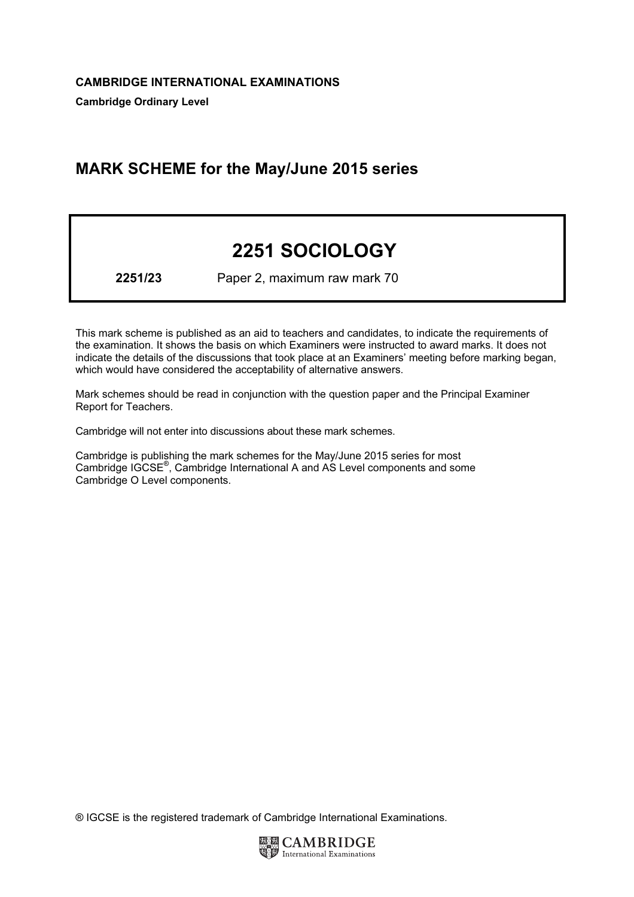**CAMBRIDGE INTERNATIONAL EXAMINATIONS**

**Cambridge Ordinary Level**

## MARK SCHEME for the May/June 2015 series

# 2251 SOCIOLOGY

**2251/23** Paper 2, maximum raw mark 70

This mark scheme is published as an aid to teachers and candidates, to indicate the requirements of the examination. It shows the basis on which Examiners were instructed to award marks. It does not indicate the details of the discussions that took place at an Examiners' meeting before marking began, which would have considered the acceptability of alternative answers.

Mark schemes should be read in conjunction with the question paper and the Principal Examiner Report for Teachers.

Cambridge will not enter into discussions about these mark schemes.

Cambridge is publishing the mark schemes for the May/June 2015 series for most Cambridge IGCSE®, Cambridge International A and AS Level components and some Cambridge O Level components.

® IGCSE is the registered trademark of Cambridge International Examinations.

CAMBRIDGE International Examinations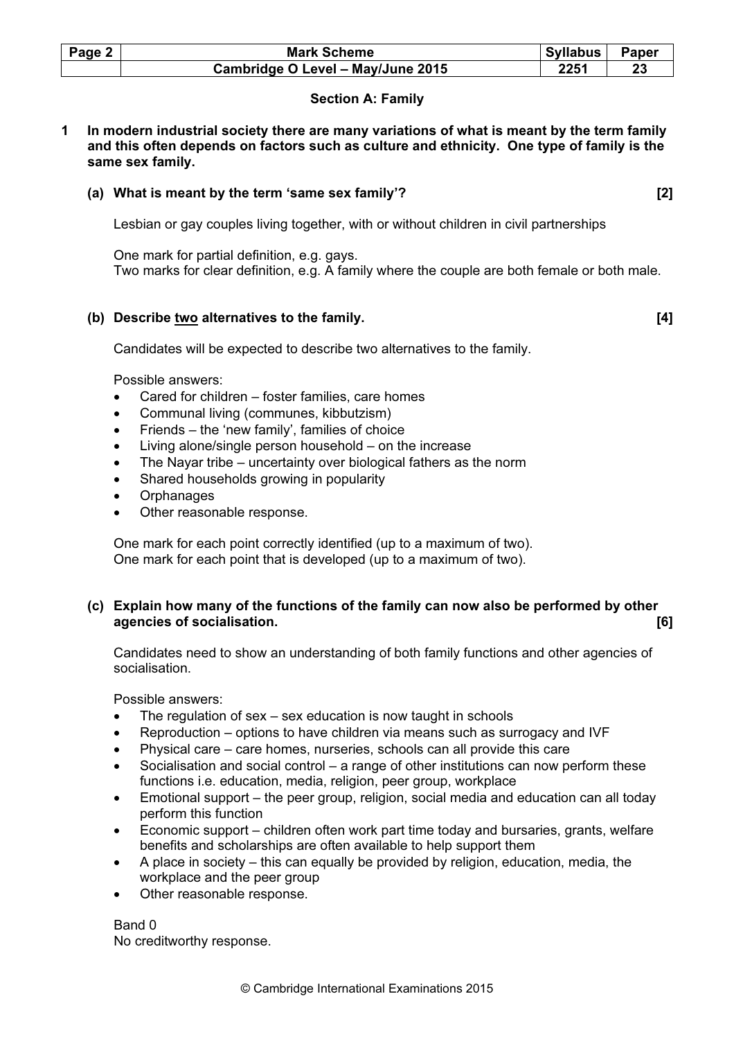## Section A: Family

**1 In modern industrial society there are many variations of what is meant by the term family and this often depends on factors such as culture and ethnicity. One type of family is the same sex family.**

**(a) What is meant by the term 'same sex family'? [2]**

Lesbian or gay couples living together, with or without children in civil partnerships

One mark for partial definition, e.g. gays.
Two marks for clear definition, e.g. A family where the couple are both female or both male.

**(b) Describe two alternatives to the family. [4]**

Candidates will be expected to describe two alternatives to the family.

Possible answers:

- Cared for children – foster families, care homes
- Communal living (communes, kibbutzism)
- Friends – the 'new family', families of choice
- Living alone/single person household – on the increase
- The Nayar tribe – uncertainty over biological fathers as the norm
- Shared households growing in popularity
- Orphanages
- Other reasonable response.

One mark for each point correctly identified (up to a maximum of two).
One mark for each point that is developed (up to a maximum of two).

**(c) Explain how many of the functions of the family can now also be performed by other agencies of socialisation. [6]**

Candidates need to show an understanding of both family functions and other agencies of socialisation.

Possible answers:

- The regulation of sex – sex education is now taught in schools
- Reproduction – options to have children via means such as surrogacy and IVF
- Physical care – care homes, nurseries, schools can all provide this care
- Socialisation and social control – a range of other institutions can now perform these functions i.e. education, media, religion, peer group, workplace
- Emotional support – the peer group, religion, social media and education can all today perform this function
- Economic support – children often work part time today and bursaries, grants, welfare benefits and scholarships are often available to help support them
- A place in society – this can equally be provided by religion, education, media, the workplace and the peer group
- Other reasonable response.

Band 0
No creditworthy response.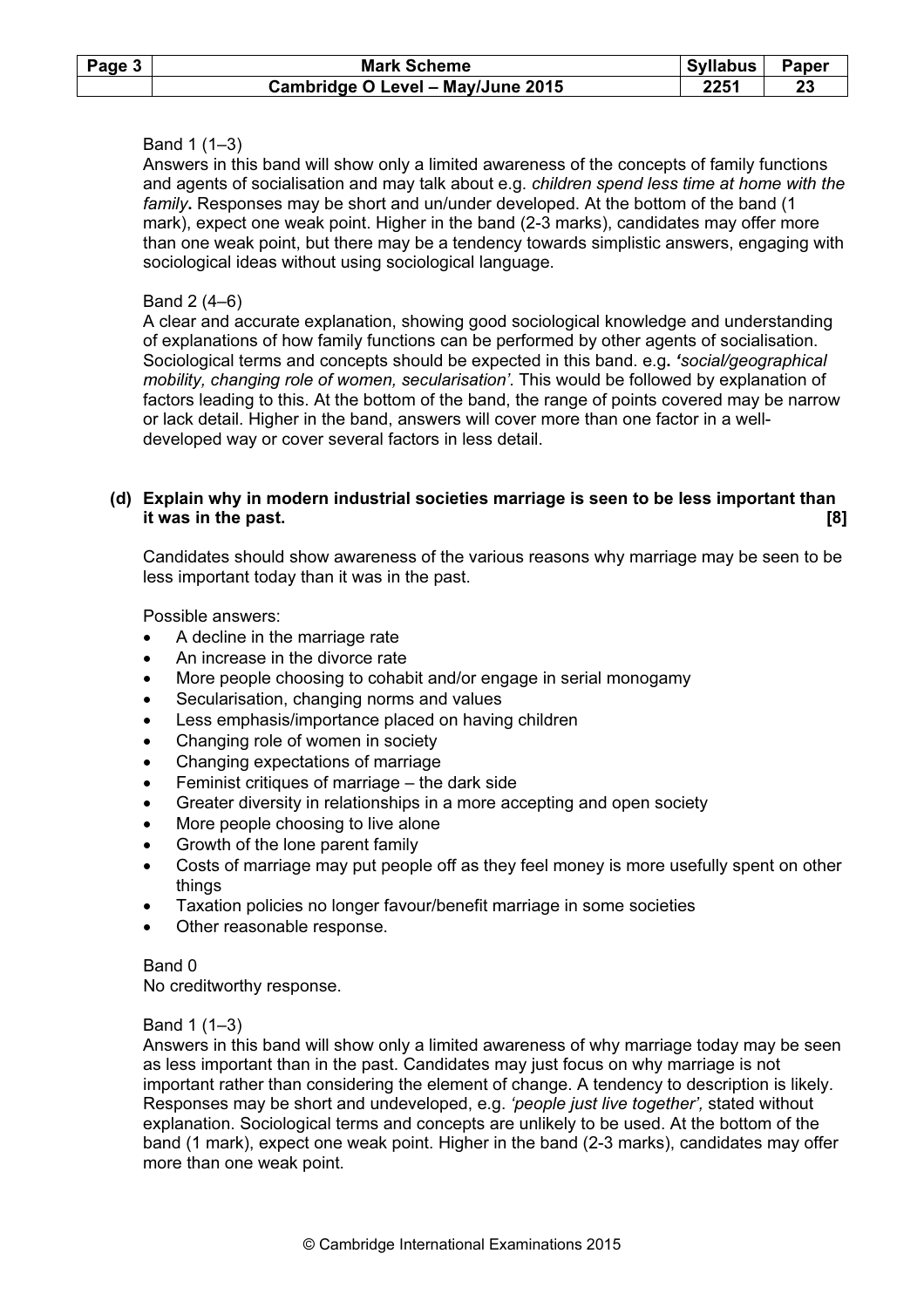Band 1 (1–3)
Answers in this band will show only a limited awareness of the concepts of family functions and agents of socialisation and may talk about e.g. *children spend less time at home with the family*. Responses may be short and un/under developed. At the bottom of the band (1 mark), expect one weak point. Higher in the band (2-3 marks), candidates may offer more than one weak point, but there may be a tendency towards simplistic answers, engaging with sociological ideas without using sociological language.

Band 2 (4–6)
A clear and accurate explanation, showing good sociological knowledge and understanding of explanations of how family functions can be performed by other agents of socialisation. Sociological terms and concepts should be expected in this band. e.g. *'social/geographical mobility, changing role of women, secularisation'*. This would be followed by explanation of factors leading to this. At the bottom of the band, the range of points covered may be narrow or lack detail. Higher in the band, answers will cover more than one factor in a well-developed way or cover several factors in less detail.

**(d) Explain why in modern industrial societies marriage is seen to be less important than it was in the past. [8]**

Candidates should show awareness of the various reasons why marriage may be seen to be less important today than it was in the past.

Possible answers:

- A decline in the marriage rate
- An increase in the divorce rate
- More people choosing to cohabit and/or engage in serial monogamy
- Secularisation, changing norms and values
- Less emphasis/importance placed on having children
- Changing role of women in society
- Changing expectations of marriage
- Feminist critiques of marriage – the dark side
- Greater diversity in relationships in a more accepting and open society
- More people choosing to live alone
- Growth of the lone parent family
- Costs of marriage may put people off as they feel money is more usefully spent on other things
- Taxation policies no longer favour/benefit marriage in some societies
- Other reasonable response.

Band 0
No creditworthy response.

Band 1 (1–3)
Answers in this band will show only a limited awareness of why marriage today may be seen as less important than in the past. Candidates may just focus on why marriage is not important rather than considering the element of change. A tendency to description is likely. Responses may be short and undeveloped, e.g. *'people just live together',* stated without explanation. Sociological terms and concepts are unlikely to be used. At the bottom of the band (1 mark), expect one weak point. Higher in the band (2-3 marks), candidates may offer more than one weak point.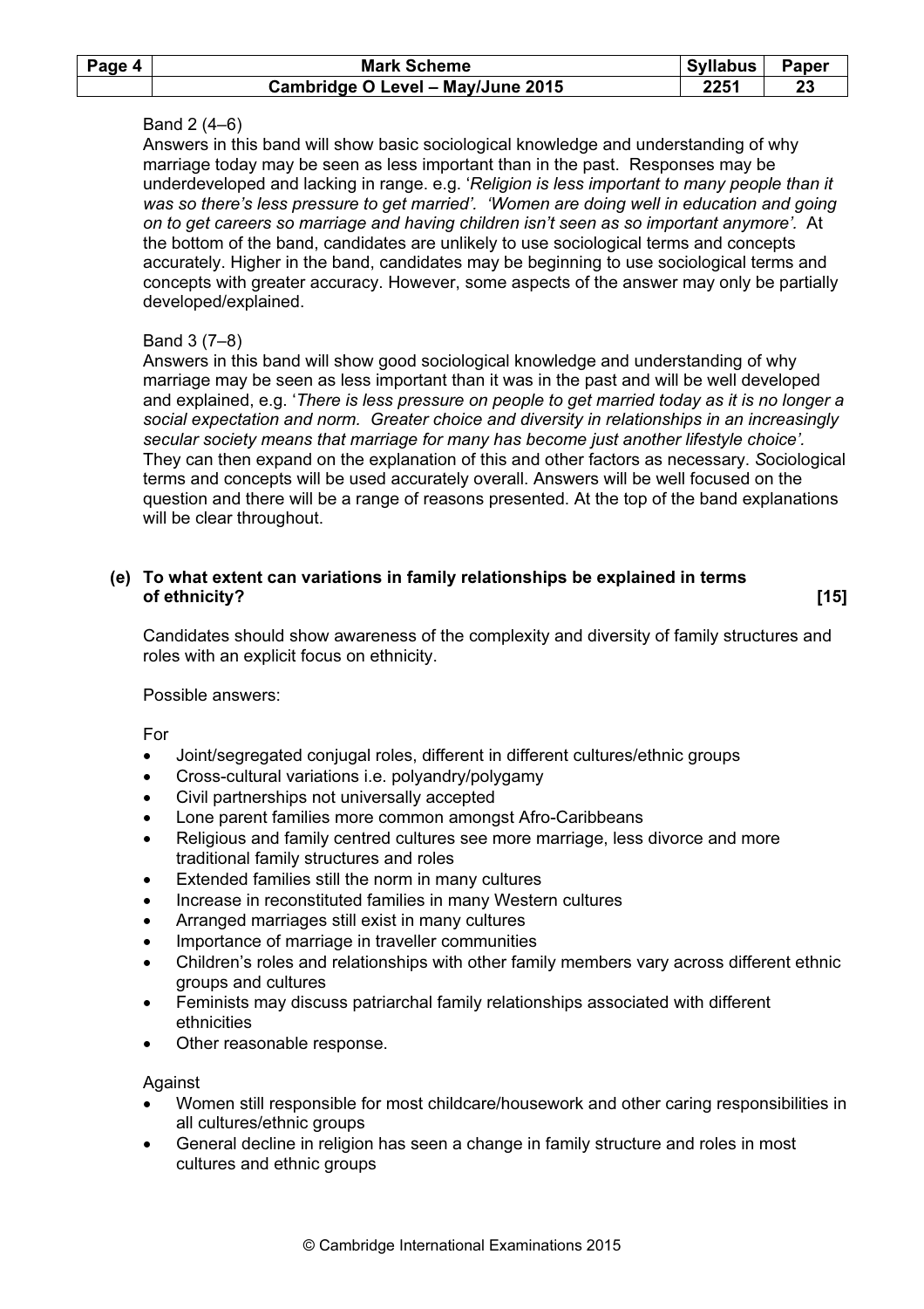Band 2 (4–6)
Answers in this band will show basic sociological knowledge and understanding of why marriage today may be seen as less important than in the past. Responses may be underdeveloped and lacking in range. e.g. '*Religion is less important to many people than it was so there's less pressure to get married'. 'Women are doing well in education and going on to get careers so marriage and having children isn't seen as so important anymore'.* At the bottom of the band, candidates are unlikely to use sociological terms and concepts accurately. Higher in the band, candidates may be beginning to use sociological terms and concepts with greater accuracy. However, some aspects of the answer may only be partially developed/explained.

Band 3 (7–8)
Answers in this band will show good sociological knowledge and understanding of why marriage may be seen as less important than it was in the past and will be well developed and explained, e.g. '*There is less pressure on people to get married today as it is no longer a social expectation and norm. Greater choice and diversity in relationships in an increasingly secular society means that marriage for many has become just another lifestyle choice'.* They can then expand on the explanation of this and other factors as necessary. Sociological terms and concepts will be used accurately overall. Answers will be well focused on the question and there will be a range of reasons presented. At the top of the band explanations will be clear throughout.

**(e) To what extent can variations in family relationships be explained in terms of ethnicity? [15]**

Candidates should show awareness of the complexity and diversity of family structures and roles with an explicit focus on ethnicity.

Possible answers:

For

- Joint/segregated conjugal roles, different in different cultures/ethnic groups
- Cross-cultural variations i.e. polyandry/polygamy
- Civil partnerships not universally accepted
- Lone parent families more common amongst Afro-Caribbeans
- Religious and family centred cultures see more marriage, less divorce and more traditional family structures and roles
- Extended families still the norm in many cultures
- Increase in reconstituted families in many Western cultures
- Arranged marriages still exist in many cultures
- Importance of marriage in traveller communities
- Children's roles and relationships with other family members vary across different ethnic groups and cultures
- Feminists may discuss patriarchal family relationships associated with different ethnicities
- Other reasonable response.

Against

- Women still responsible for most childcare/housework and other caring responsibilities in all cultures/ethnic groups
- General decline in religion has seen a change in family structure and roles in most cultures and ethnic groups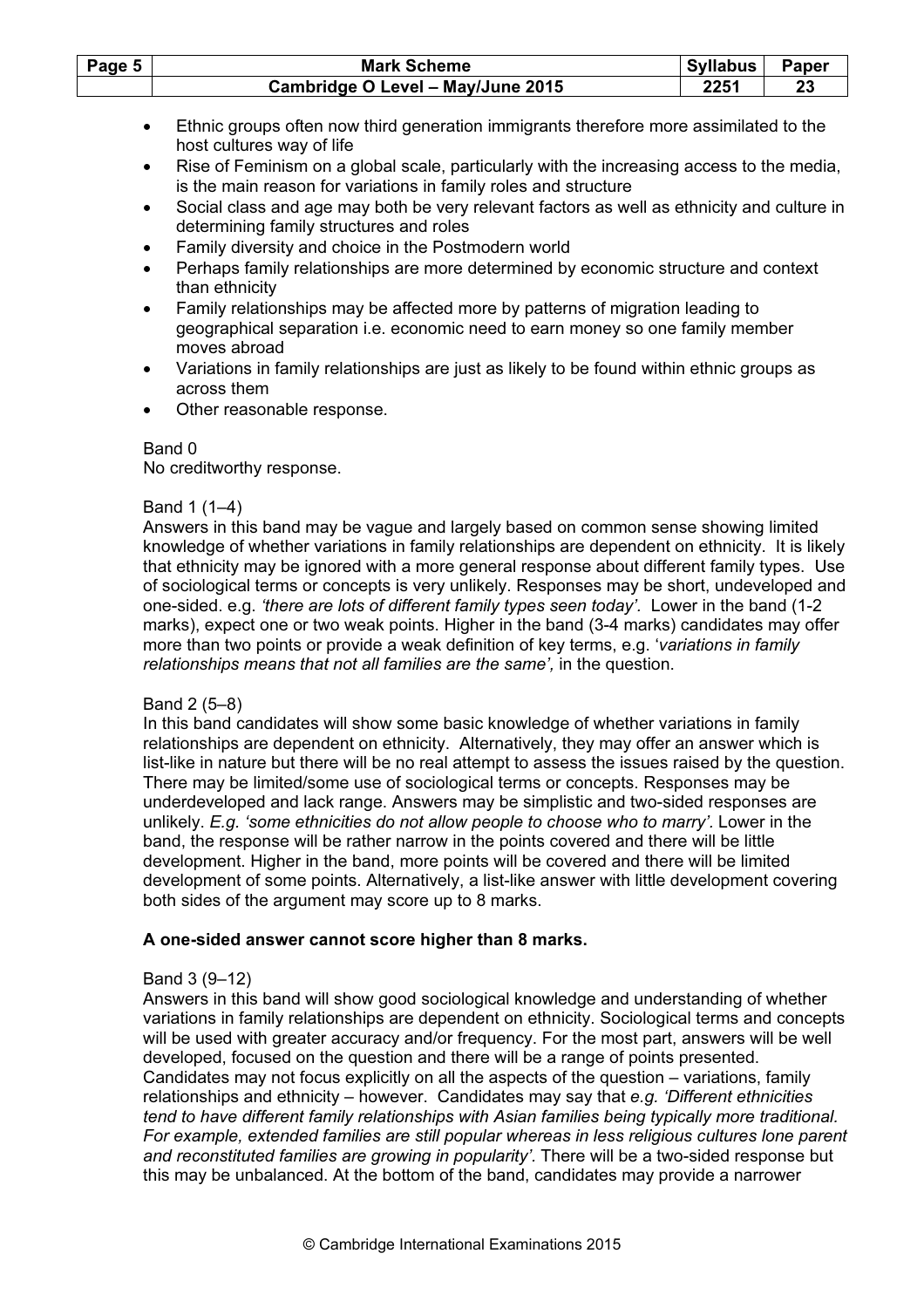- Ethnic groups often now third generation immigrants therefore more assimilated to the host cultures way of life
- Rise of Feminism on a global scale, particularly with the increasing access to the media, is the main reason for variations in family roles and structure
- Social class and age may both be very relevant factors as well as ethnicity and culture in determining family structures and roles
- Family diversity and choice in the Postmodern world
- Perhaps family relationships are more determined by economic structure and context than ethnicity
- Family relationships may be affected more by patterns of migration leading to geographical separation i.e. economic need to earn money so one family member moves abroad
- Variations in family relationships are just as likely to be found within ethnic groups as across them
- Other reasonable response.

Band 0
No creditworthy response.

Band 1 (1–4)
Answers in this band may be vague and largely based on common sense showing limited knowledge of whether variations in family relationships are dependent on ethnicity. It is likely that ethnicity may be ignored with a more general response about different family types. Use of sociological terms or concepts is very unlikely. Responses may be short, undeveloped and one-sided. e.g. *'there are lots of different family types seen today'*. Lower in the band (1-2 marks), expect one or two weak points. Higher in the band (3-4 marks) candidates may offer more than two points or provide a weak definition of key terms, e.g. '*variations in family relationships means that not all families are the same',* in the question.

Band 2 (5–8)
In this band candidates will show some basic knowledge of whether variations in family relationships are dependent on ethnicity. Alternatively, they may offer an answer which is list-like in nature but there will be no real attempt to assess the issues raised by the question. There may be limited/some use of sociological terms or concepts. Responses may be underdeveloped and lack range. Answers may be simplistic and two-sided responses are unlikely. *E.g. 'some ethnicities do not allow people to choose who to marry'*. Lower in the band, the response will be rather narrow in the points covered and there will be little development. Higher in the band, more points will be covered and there will be limited development of some points. Alternatively, a list-like answer with little development covering both sides of the argument may score up to 8 marks.

**A one-sided answer cannot score higher than 8 marks.**

Band 3 (9–12)
Answers in this band will show good sociological knowledge and understanding of whether variations in family relationships are dependent on ethnicity. Sociological terms and concepts will be used with greater accuracy and/or frequency. For the most part, answers will be well developed, focused on the question and there will be a range of points presented. Candidates may not focus explicitly on all the aspects of the question – variations, family relationships and ethnicity – however. Candidates may say that *e.g. 'Different ethnicities tend to have different family relationships with Asian families being typically more traditional. For example, extended families are still popular whereas in less religious cultures lone parent and reconstituted families are growing in popularity'*. There will be a two-sided response but this may be unbalanced. At the bottom of the band, candidates may provide a narrower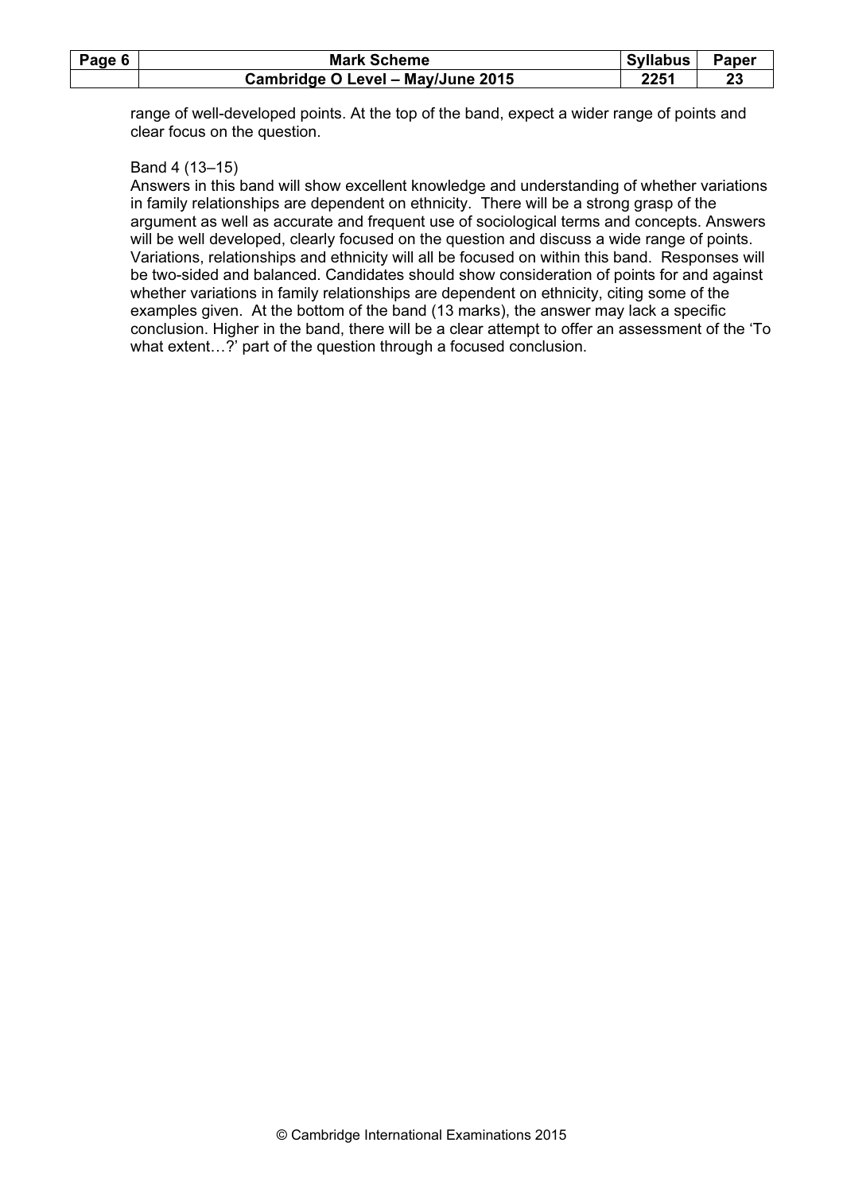range of well-developed points. At the top of the band, expect a wider range of points and clear focus on the question.

Band 4 (13–15)
Answers in this band will show excellent knowledge and understanding of whether variations in family relationships are dependent on ethnicity. There will be a strong grasp of the argument as well as accurate and frequent use of sociological terms and concepts. Answers will be well developed, clearly focused on the question and discuss a wide range of points. Variations, relationships and ethnicity will all be focused on within this band. Responses will be two-sided and balanced. Candidates should show consideration of points for and against whether variations in family relationships are dependent on ethnicity, citing some of the examples given. At the bottom of the band (13 marks), the answer may lack a specific conclusion. Higher in the band, there will be a clear attempt to offer an assessment of the 'To what extent…?' part of the question through a focused conclusion.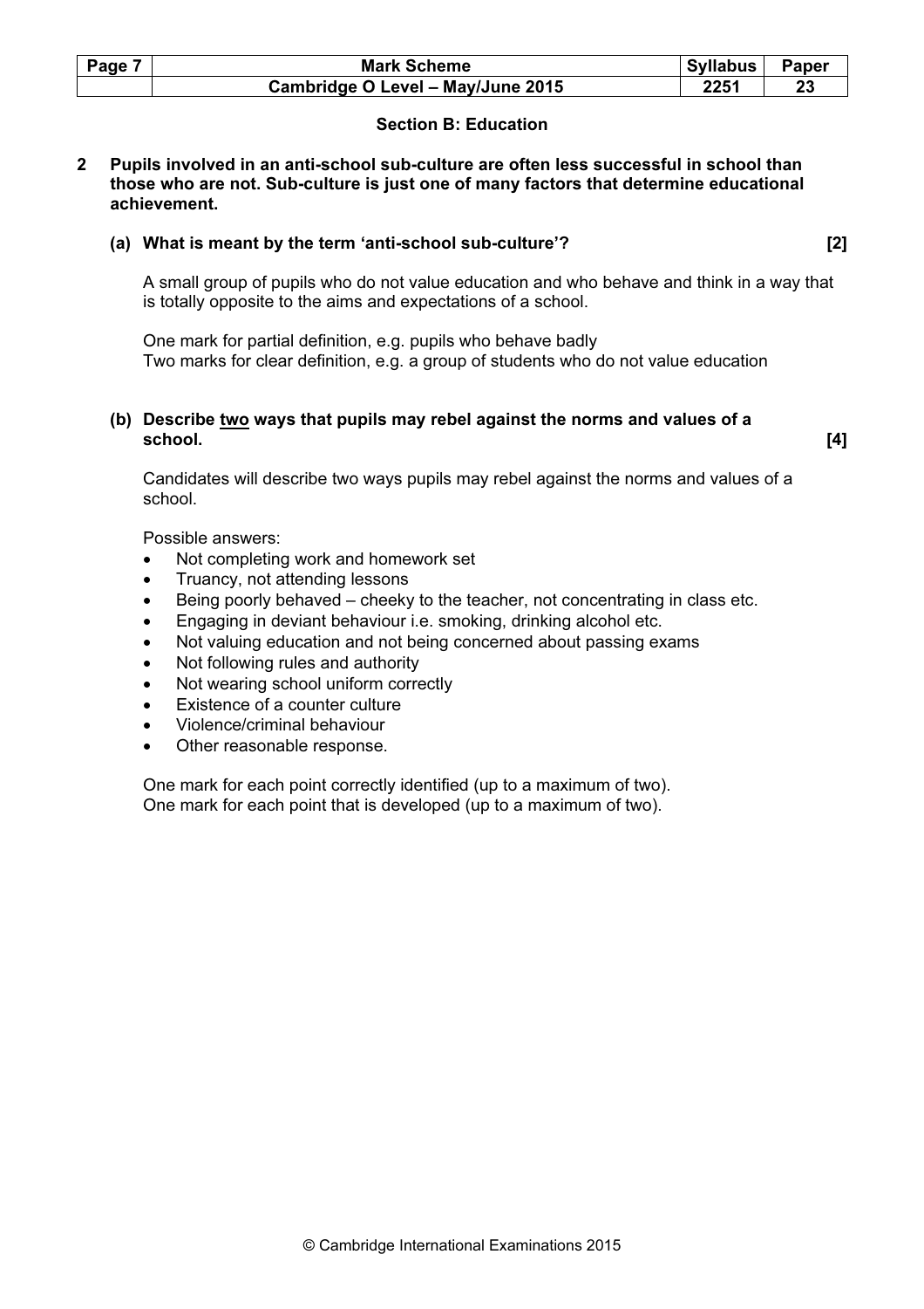## Section B: Education

**2 Pupils involved in an anti-school sub-culture are often less successful in school than those who are not. Sub-culture is just one of many factors that determine educational achievement.**

**(a) What is meant by the term 'anti-school sub-culture'? [2]**

A small group of pupils who do not value education and who behave and think in a way that is totally opposite to the aims and expectations of a school.

One mark for partial definition, e.g. pupils who behave badly
Two marks for clear definition, e.g. a group of students who do not value education

**(b) Describe <u>two</u> ways that pupils may rebel against the norms and values of a school. [4]**

Candidates will describe two ways pupils may rebel against the norms and values of a school.

Possible answers:

- Not completing work and homework set
- Truancy, not attending lessons
- Being poorly behaved – cheeky to the teacher, not concentrating in class etc.
- Engaging in deviant behaviour i.e. smoking, drinking alcohol etc.
- Not valuing education and not being concerned about passing exams
- Not following rules and authority
- Not wearing school uniform correctly
- Existence of a counter culture
- Violence/criminal behaviour
- Other reasonable response.

One mark for each point correctly identified (up to a maximum of two).
One mark for each point that is developed (up to a maximum of two).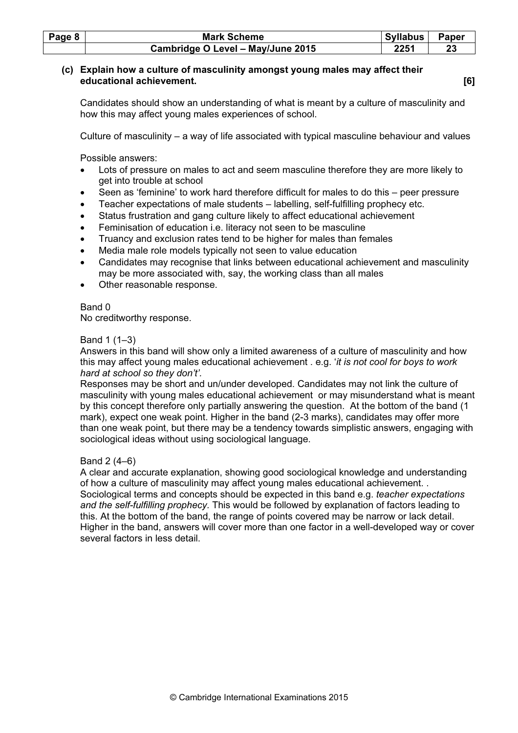**(c) Explain how a culture of masculinity amongst young males may affect their educational achievement. [6]**

Candidates should show an understanding of what is meant by a culture of masculinity and how this may affect young males experiences of school.

Culture of masculinity – a way of life associated with typical masculine behaviour and values

Possible answers:

- Lots of pressure on males to act and seem masculine therefore they are more likely to get into trouble at school
- Seen as 'feminine' to work hard therefore difficult for males to do this – peer pressure
- Teacher expectations of male students – labelling, self-fulfilling prophecy etc.
- Status frustration and gang culture likely to affect educational achievement
- Feminisation of education i.e. literacy not seen to be masculine
- Truancy and exclusion rates tend to be higher for males than females
- Media male role models typically not seen to value education
- Candidates may recognise that links between educational achievement and masculinity may be more associated with, say, the working class than all males
- Other reasonable response.

Band 0
No creditworthy response.

Band 1 (1–3)
Answers in this band will show only a limited awareness of a culture of masculinity and how this may affect young males educational achievement . e.g. '*it is not cool for boys to work hard at school so they don't'*.
Responses may be short and un/under developed. Candidates may not link the culture of masculinity with young males educational achievement or may misunderstand what is meant by this concept therefore only partially answering the question. At the bottom of the band (1 mark), expect one weak point. Higher in the band (2-3 marks), candidates may offer more than one weak point, but there may be a tendency towards simplistic answers, engaging with sociological ideas without using sociological language.

Band 2 (4–6)
A clear and accurate explanation, showing good sociological knowledge and understanding of how a culture of masculinity may affect young males educational achievement. . Sociological terms and concepts should be expected in this band e.g. *teacher expectations and the self-fulfilling prophecy.* This would be followed by explanation of factors leading to this. At the bottom of the band, the range of points covered may be narrow or lack detail. Higher in the band, answers will cover more than one factor in a well-developed way or cover several factors in less detail.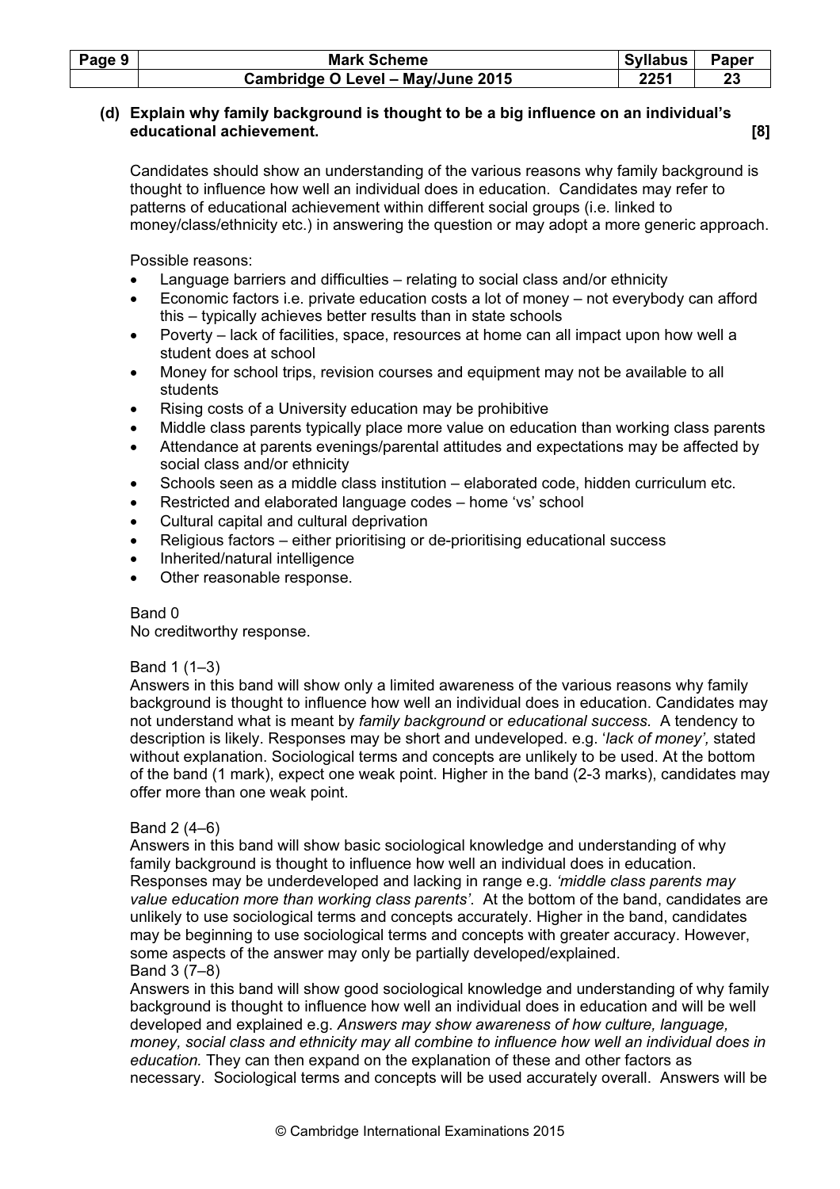**(d) Explain why family background is thought to be a big influence on an individual's educational achievement. [8]**

Candidates should show an understanding of the various reasons why family background is thought to influence how well an individual does in education. Candidates may refer to patterns of educational achievement within different social groups (i.e. linked to money/class/ethnicity etc.) in answering the question or may adopt a more generic approach.

Possible reasons:

- Language barriers and difficulties – relating to social class and/or ethnicity
- Economic factors i.e. private education costs a lot of money – not everybody can afford this – typically achieves better results than in state schools
- Poverty – lack of facilities, space, resources at home can all impact upon how well a student does at school
- Money for school trips, revision courses and equipment may not be available to all students
- Rising costs of a University education may be prohibitive
- Middle class parents typically place more value on education than working class parents
- Attendance at parents evenings/parental attitudes and expectations may be affected by social class and/or ethnicity
- Schools seen as a middle class institution – elaborated code, hidden curriculum etc.
- Restricted and elaborated language codes – home 'vs' school
- Cultural capital and cultural deprivation
- Religious factors – either prioritising or de-prioritising educational success
- Inherited/natural intelligence
- Other reasonable response.

Band 0
No creditworthy response.

Band 1 (1–3)
Answers in this band will show only a limited awareness of the various reasons why family background is thought to influence how well an individual does in education. Candidates may not understand what is meant by *family background* or *educational success.* A tendency to description is likely. Responses may be short and undeveloped. e.g. '*lack of money',* stated without explanation. Sociological terms and concepts are unlikely to be used. At the bottom of the band (1 mark), expect one weak point. Higher in the band (2-3 marks), candidates may offer more than one weak point.

Band 2 (4–6)
Answers in this band will show basic sociological knowledge and understanding of why family background is thought to influence how well an individual does in education. Responses may be underdeveloped and lacking in range e.g. *'middle class parents may value education more than working class parents'*. At the bottom of the band, candidates are unlikely to use sociological terms and concepts accurately. Higher in the band, candidates may be beginning to use sociological terms and concepts with greater accuracy. However, some aspects of the answer may only be partially developed/explained.

Band 3 (7–8)
Answers in this band will show good sociological knowledge and understanding of why family background is thought to influence how well an individual does in education and will be well developed and explained e.g. *Answers may show awareness of how culture, language, money, social class and ethnicity may all combine to influence how well an individual does in education.* They can then expand on the explanation of these and other factors as necessary. Sociological terms and concepts will be used accurately overall. Answers will be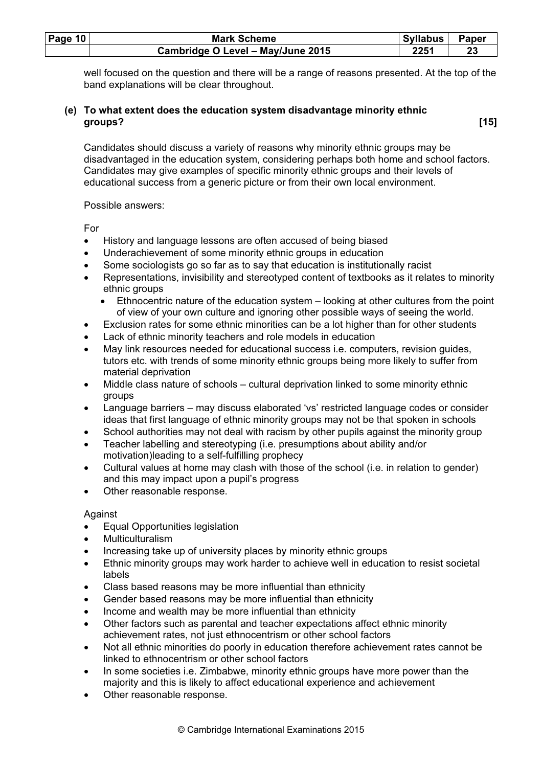well focused on the question and there will be a range of reasons presented. At the top of the band explanations will be clear throughout.

**(e) To what extent does the education system disadvantage minority ethnic groups? [15]**

Candidates should discuss a variety of reasons why minority ethnic groups may be disadvantaged in the education system, considering perhaps both home and school factors. Candidates may give examples of specific minority ethnic groups and their levels of educational success from a generic picture or from their own local environment.

Possible answers:

For

- History and language lessons are often accused of being biased
- Underachievement of some minority ethnic groups in education
- Some sociologists go so far as to say that education is institutionally racist
- Representations, invisibility and stereotyped content of textbooks as it relates to minority ethnic groups
  - Ethnocentric nature of the education system – looking at other cultures from the point of view of your own culture and ignoring other possible ways of seeing the world.
- Exclusion rates for some ethnic minorities can be a lot higher than for other students
- Lack of ethnic minority teachers and role models in education
- May link resources needed for educational success i.e. computers, revision guides, tutors etc. with trends of some minority ethnic groups being more likely to suffer from material deprivation
- Middle class nature of schools – cultural deprivation linked to some minority ethnic groups
- Language barriers – may discuss elaborated 'vs' restricted language codes or consider ideas that first language of ethnic minority groups may not be that spoken in schools
- School authorities may not deal with racism by other pupils against the minority group
- Teacher labelling and stereotyping (i.e. presumptions about ability and/or motivation)leading to a self-fulfilling prophecy
- Cultural values at home may clash with those of the school (i.e. in relation to gender) and this may impact upon a pupil's progress
- Other reasonable response.

Against

- Equal Opportunities legislation
- Multiculturalism
- Increasing take up of university places by minority ethnic groups
- Ethnic minority groups may work harder to achieve well in education to resist societal labels
- Class based reasons may be more influential than ethnicity
- Gender based reasons may be more influential than ethnicity
- Income and wealth may be more influential than ethnicity
- Other factors such as parental and teacher expectations affect ethnic minority achievement rates, not just ethnocentrism or other school factors
- Not all ethnic minorities do poorly in education therefore achievement rates cannot be linked to ethnocentrism or other school factors
- In some societies i.e. Zimbabwe, minority ethnic groups have more power than the majority and this is likely to affect educational experience and achievement
- Other reasonable response.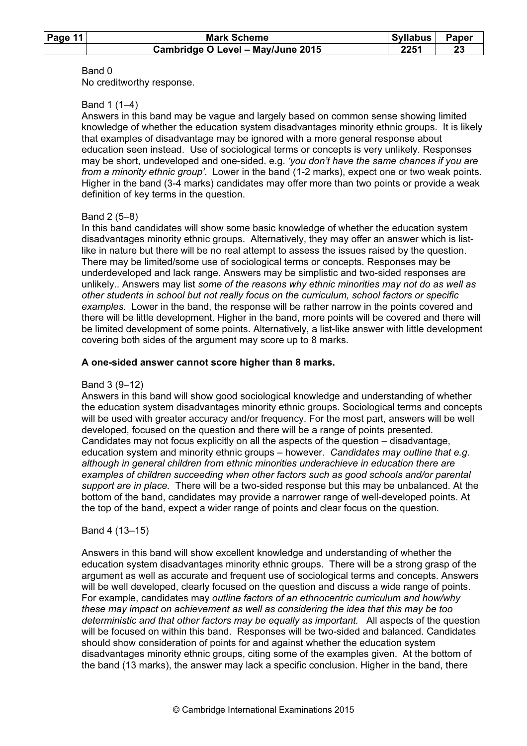Band 0
No creditworthy response.

Band 1 (1–4)
Answers in this band may be vague and largely based on common sense showing limited knowledge of whether the education system disadvantages minority ethnic groups. It is likely that examples of disadvantage may be ignored with a more general response about education seen instead. Use of sociological terms or concepts is very unlikely. Responses may be short, undeveloped and one-sided. e.g. *'you don't have the same chances if you are from a minority ethnic group'.* Lower in the band (1-2 marks), expect one or two weak points. Higher in the band (3-4 marks) candidates may offer more than two points or provide a weak definition of key terms in the question.

Band 2 (5–8)
In this band candidates will show some basic knowledge of whether the education system disadvantages minority ethnic groups. Alternatively, they may offer an answer which is list-like in nature but there will be no real attempt to assess the issues raised by the question. There may be limited/some use of sociological terms or concepts. Responses may be underdeveloped and lack range. Answers may be simplistic and two-sided responses are unlikely.. Answers may list *some of the reasons why ethnic minorities may not do as well as other students in school but not really focus on the curriculum, school factors or specific examples.* Lower in the band, the response will be rather narrow in the points covered and there will be little development. Higher in the band, more points will be covered and there will be limited development of some points. Alternatively, a list-like answer with little development covering both sides of the argument may score up to 8 marks.

**A one-sided answer cannot score higher than 8 marks.**

Band 3 (9–12)
Answers in this band will show good sociological knowledge and understanding of whether the education system disadvantages minority ethnic groups. Sociological terms and concepts will be used with greater accuracy and/or frequency. For the most part, answers will be well developed, focused on the question and there will be a range of points presented. Candidates may not focus explicitly on all the aspects of the question – disadvantage, education system and minority ethnic groups – however. *Candidates may outline that e.g. although in general children from ethnic minorities underachieve in education there are examples of children succeeding when other factors such as good schools and/or parental support are in place.* There will be a two-sided response but this may be unbalanced. At the bottom of the band, candidates may provide a narrower range of well-developed points. At the top of the band, expect a wider range of points and clear focus on the question.

Band 4 (13–15)

Answers in this band will show excellent knowledge and understanding of whether the education system disadvantages minority ethnic groups. There will be a strong grasp of the argument as well as accurate and frequent use of sociological terms and concepts. Answers will be well developed, clearly focused on the question and discuss a wide range of points. For example, candidates may *outline factors of an ethnocentric curriculum and how/why these may impact on achievement as well as considering the idea that this may be too deterministic and that other factors may be equally as important.* All aspects of the question will be focused on within this band. Responses will be two-sided and balanced. Candidates should show consideration of points for and against whether the education system disadvantages minority ethnic groups, citing some of the examples given. At the bottom of the band (13 marks), the answer may lack a specific conclusion. Higher in the band, there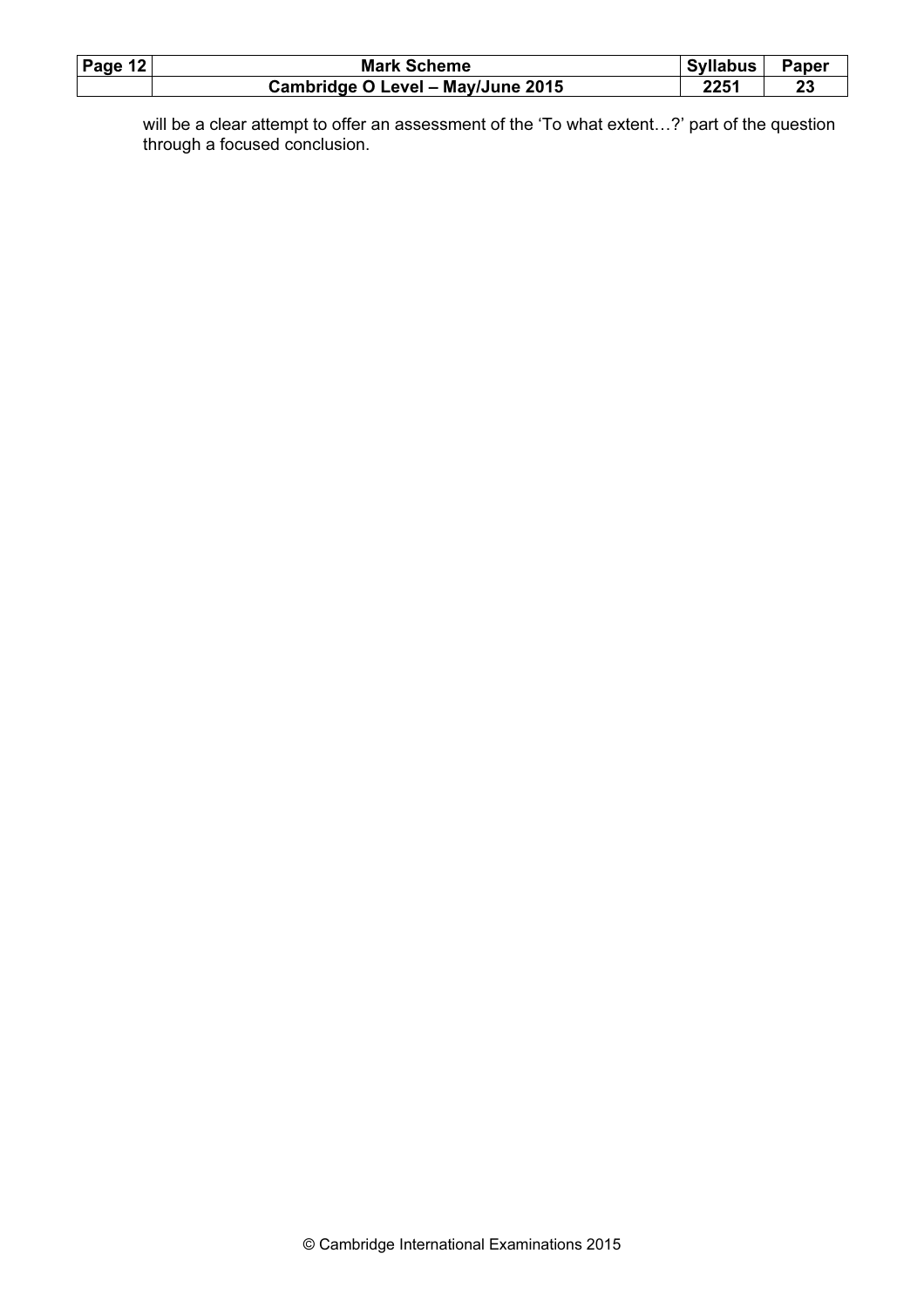will be a clear attempt to offer an assessment of the 'To what extent…?' part of the question through a focused conclusion.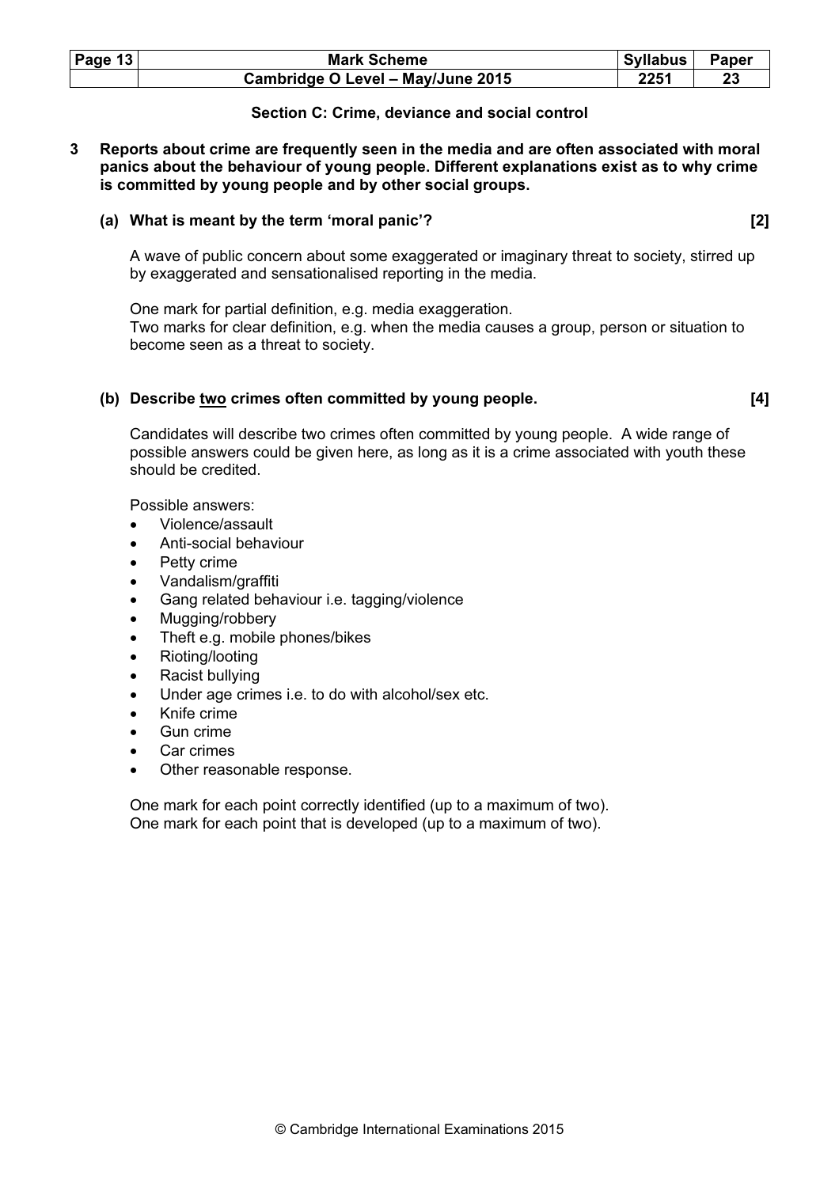## Section C: Crime, deviance and social control

**3 Reports about crime are frequently seen in the media and are often associated with moral panics about the behaviour of young people. Different explanations exist as to why crime is committed by young people and by other social groups.**

**(a) What is meant by the term 'moral panic'? [2]**

A wave of public concern about some exaggerated or imaginary threat to society, stirred up by exaggerated and sensationalised reporting in the media.

One mark for partial definition, e.g. media exaggeration.
Two marks for clear definition, e.g. when the media causes a group, person or situation to become seen as a threat to society.

**(b) Describe two crimes often committed by young people. [4]**

Candidates will describe two crimes often committed by young people. A wide range of possible answers could be given here, as long as it is a crime associated with youth these should be credited.

Possible answers:

- Violence/assault
- Anti-social behaviour
- Petty crime
- Vandalism/graffiti
- Gang related behaviour i.e. tagging/violence
- Mugging/robbery
- Theft e.g. mobile phones/bikes
- Rioting/looting
- Racist bullying
- Under age crimes i.e. to do with alcohol/sex etc.
- Knife crime
- Gun crime
- Car crimes
- Other reasonable response.

One mark for each point correctly identified (up to a maximum of two).
One mark for each point that is developed (up to a maximum of two).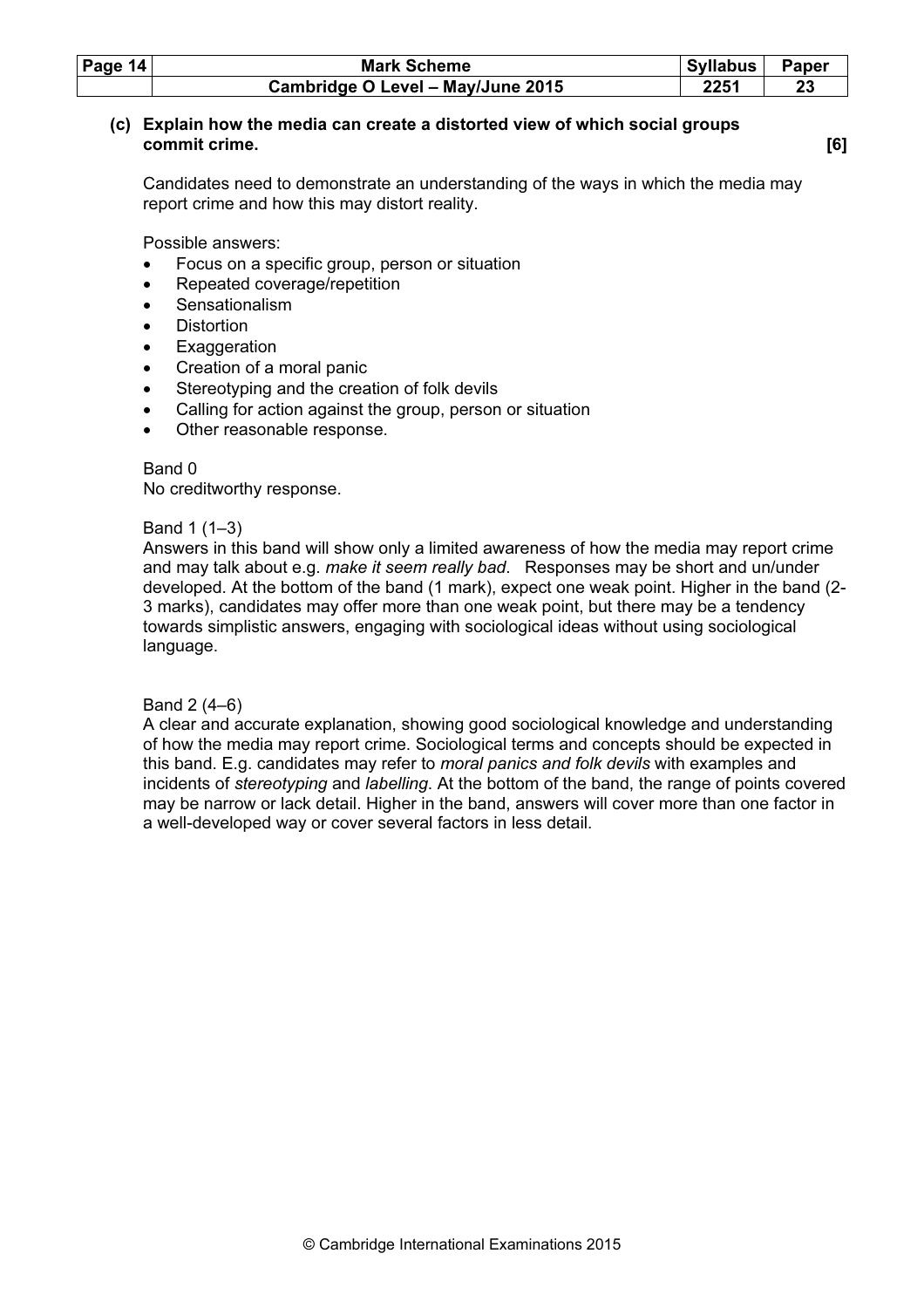**(c) Explain how the media can create a distorted view of which social groups commit crime.** **[6]**

Candidates need to demonstrate an understanding of the ways in which the media may report crime and how this may distort reality.

Possible answers:

- Focus on a specific group, person or situation
- Repeated coverage/repetition
- Sensationalism
- Distortion
- Exaggeration
- Creation of a moral panic
- Stereotyping and the creation of folk devils
- Calling for action against the group, person or situation
- Other reasonable response.

Band 0
No creditworthy response.

Band 1 (1–3)
Answers in this band will show only a limited awareness of how the media may report crime and may talk about e.g. *make it seem really bad*. Responses may be short and un/under developed. At the bottom of the band (1 mark), expect one weak point. Higher in the band (2-3 marks), candidates may offer more than one weak point, but there may be a tendency towards simplistic answers, engaging with sociological ideas without using sociological language.

Band 2 (4–6)
A clear and accurate explanation, showing good sociological knowledge and understanding of how the media may report crime. Sociological terms and concepts should be expected in this band. E.g. candidates may refer to *moral panics and folk devils* with examples and incidents of *stereotyping* and *labelling*. At the bottom of the band, the range of points covered may be narrow or lack detail. Higher in the band, answers will cover more than one factor in a well-developed way or cover several factors in less detail.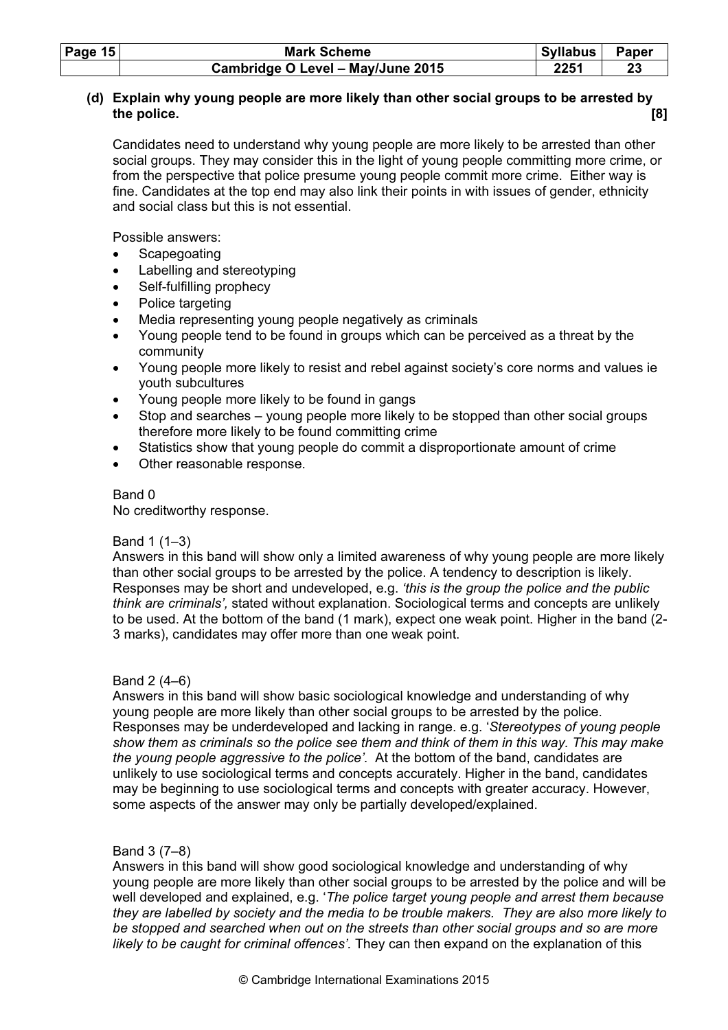**(d) Explain why young people are more likely than other social groups to be arrested by the police. [8]**

Candidates need to understand why young people are more likely to be arrested than other social groups. They may consider this in the light of young people committing more crime, or from the perspective that police presume young people commit more crime. Either way is fine. Candidates at the top end may also link their points in with issues of gender, ethnicity and social class but this is not essential.

Possible answers:

- Scapegoating
- Labelling and stereotyping
- Self-fulfilling prophecy
- Police targeting
- Media representing young people negatively as criminals
- Young people tend to be found in groups which can be perceived as a threat by the community
- Young people more likely to resist and rebel against society's core norms and values ie youth subcultures
- Young people more likely to be found in gangs
- Stop and searches – young people more likely to be stopped than other social groups therefore more likely to be found committing crime
- Statistics show that young people do commit a disproportionate amount of crime
- Other reasonable response.

Band 0
No creditworthy response.

Band 1 (1–3)
Answers in this band will show only a limited awareness of why young people are more likely than other social groups to be arrested by the police. A tendency to description is likely. Responses may be short and undeveloped, e.g. *'this is the group the police and the public think are criminals',* stated without explanation. Sociological terms and concepts are unlikely to be used. At the bottom of the band (1 mark), expect one weak point. Higher in the band (2-3 marks), candidates may offer more than one weak point.

Band 2 (4–6)
Answers in this band will show basic sociological knowledge and understanding of why young people are more likely than other social groups to be arrested by the police. Responses may be underdeveloped and lacking in range. e.g. '*Stereotypes of young people show them as criminals so the police see them and think of them in this way. This may make the young people aggressive to the police'.* At the bottom of the band, candidates are unlikely to use sociological terms and concepts accurately. Higher in the band, candidates may be beginning to use sociological terms and concepts with greater accuracy. However, some aspects of the answer may only be partially developed/explained.

Band 3 (7–8)
Answers in this band will show good sociological knowledge and understanding of why young people are more likely than other social groups to be arrested by the police and will be well developed and explained, e.g. '*The police target young people and arrest them because they are labelled by society and the media to be trouble makers. They are also more likely to be stopped and searched when out on the streets than other social groups and so are more likely to be caught for criminal offences'.* They can then expand on the explanation of this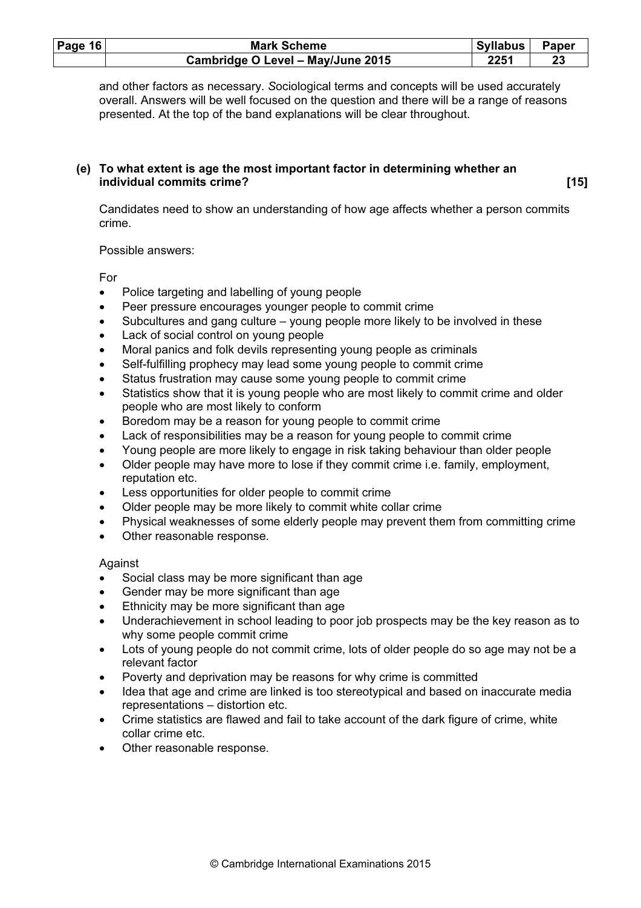and other factors as necessary. Sociological terms and concepts will be used accurately overall. Answers will be well focused on the question and there will be a range of reasons presented. At the top of the band explanations will be clear throughout.

**(e) To what extent is age the most important factor in determining whether an individual commits crime? [15]**

Candidates need to show an understanding of how age affects whether a person commits crime.

Possible answers:

For

- Police targeting and labelling of young people
- Peer pressure encourages younger people to commit crime
- Subcultures and gang culture – young people more likely to be involved in these
- Lack of social control on young people
- Moral panics and folk devils representing young people as criminals
- Self-fulfilling prophecy may lead some young people to commit crime
- Status frustration may cause some young people to commit crime
- Statistics show that it is young people who are most likely to commit crime and older people who are most likely to conform
- Boredom may be a reason for young people to commit crime
- Lack of responsibilities may be a reason for young people to commit crime
- Young people are more likely to engage in risk taking behaviour than older people
- Older people may have more to lose if they commit crime i.e. family, employment, reputation etc.
- Less opportunities for older people to commit crime
- Older people may be more likely to commit white collar crime
- Physical weaknesses of some elderly people may prevent them from committing crime
- Other reasonable response.

Against

- Social class may be more significant than age
- Gender may be more significant than age
- Ethnicity may be more significant than age
- Underachievement in school leading to poor job prospects may be the key reason as to why some people commit crime
- Lots of young people do not commit crime, lots of older people do so age may not be a relevant factor
- Poverty and deprivation may be reasons for why crime is committed
- Idea that age and crime are linked is too stereotypical and based on inaccurate media representations – distortion etc.
- Crime statistics are flawed and fail to take account of the dark figure of crime, white collar crime etc.
- Other reasonable response.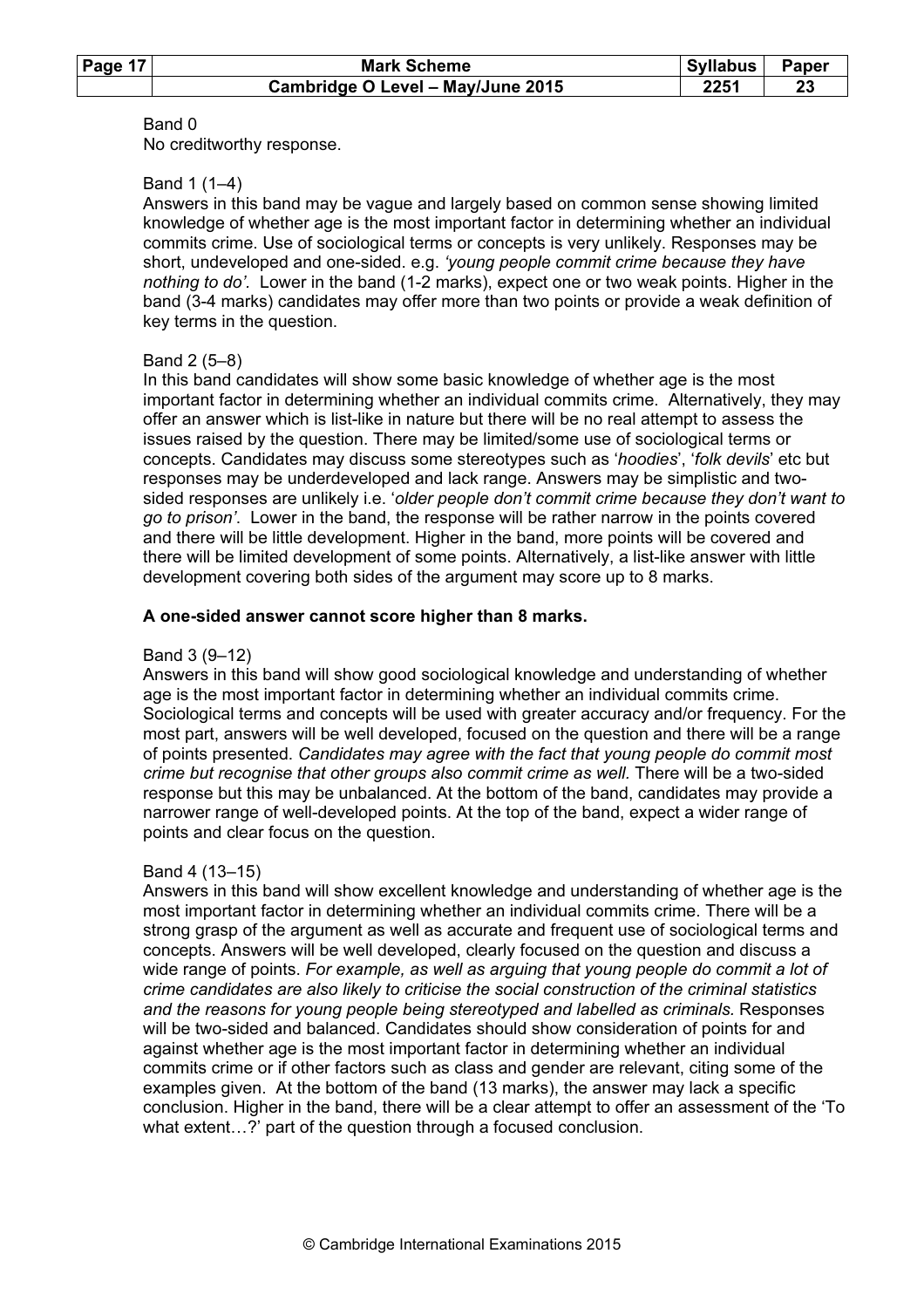Band 0
No creditworthy response.

Band 1 (1–4)
Answers in this band may be vague and largely based on common sense showing limited knowledge of whether age is the most important factor in determining whether an individual commits crime. Use of sociological terms or concepts is very unlikely. Responses may be short, undeveloped and one-sided. e.g. *'young people commit crime because they have nothing to do'*. Lower in the band (1-2 marks), expect one or two weak points. Higher in the band (3-4 marks) candidates may offer more than two points or provide a weak definition of key terms in the question.

Band 2 (5–8)
In this band candidates will show some basic knowledge of whether age is the most important factor in determining whether an individual commits crime. Alternatively, they may offer an answer which is list-like in nature but there will be no real attempt to assess the issues raised by the question. There may be limited/some use of sociological terms or concepts. Candidates may discuss some stereotypes such as '*hoodies*', '*folk devils*' etc but responses may be underdeveloped and lack range. Answers may be simplistic and two-sided responses are unlikely i.e. '*older people don't commit crime because they don't want to go to prison'*. Lower in the band, the response will be rather narrow in the points covered and there will be little development. Higher in the band, more points will be covered and there will be limited development of some points. Alternatively, a list-like answer with little development covering both sides of the argument may score up to 8 marks.

**A one-sided answer cannot score higher than 8 marks.**

Band 3 (9–12)
Answers in this band will show good sociological knowledge and understanding of whether age is the most important factor in determining whether an individual commits crime. Sociological terms and concepts will be used with greater accuracy and/or frequency. For the most part, answers will be well developed, focused on the question and there will be a range of points presented. *Candidates may agree with the fact that young people do commit most crime but recognise that other groups also commit crime as well.* There will be a two-sided response but this may be unbalanced. At the bottom of the band, candidates may provide a narrower range of well-developed points. At the top of the band, expect a wider range of points and clear focus on the question.

Band 4 (13–15)
Answers in this band will show excellent knowledge and understanding of whether age is the most important factor in determining whether an individual commits crime. There will be a strong grasp of the argument as well as accurate and frequent use of sociological terms and concepts. Answers will be well developed, clearly focused on the question and discuss a wide range of points. *For example, as well as arguing that young people do commit a lot of crime candidates are also likely to criticise the social construction of the criminal statistics and the reasons for young people being stereotyped and labelled as criminals.* Responses will be two-sided and balanced. Candidates should show consideration of points for and against whether age is the most important factor in determining whether an individual commits crime or if other factors such as class and gender are relevant, citing some of the examples given. At the bottom of the band (13 marks), the answer may lack a specific conclusion. Higher in the band, there will be a clear attempt to offer an assessment of the 'To what extent…?' part of the question through a focused conclusion.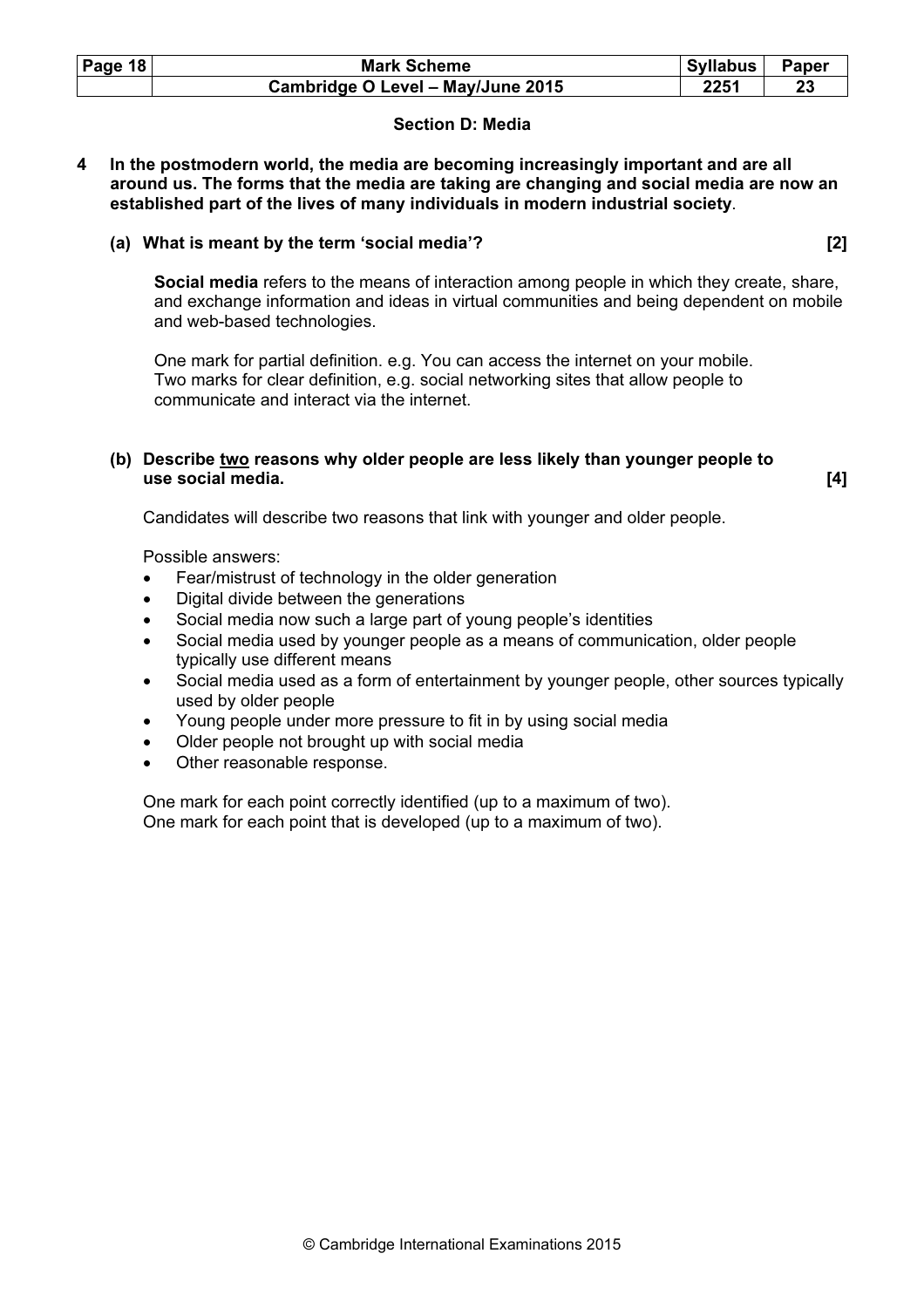## Section D: Media

**4 In the postmodern world, the media are becoming increasingly important and are all around us. The forms that the media are taking are changing and social media are now an established part of the lives of many individuals in modern industrial society**.

**(a) What is meant by the term 'social media'? [2]**

**Social media** refers to the means of interaction among people in which they create, share, and exchange information and ideas in virtual communities and being dependent on mobile and web-based technologies.

One mark for partial definition. e.g. You can access the internet on your mobile.
Two marks for clear definition, e.g. social networking sites that allow people to communicate and interact via the internet.

**(b) Describe <u>two</u> reasons why older people are less likely than younger people to use social media. [4]**

Candidates will describe two reasons that link with younger and older people.

Possible answers:

- Fear/mistrust of technology in the older generation
- Digital divide between the generations
- Social media now such a large part of young people's identities
- Social media used by younger people as a means of communication, older people typically use different means
- Social media used as a form of entertainment by younger people, other sources typically used by older people
- Young people under more pressure to fit in by using social media
- Older people not brought up with social media
- Other reasonable response.

One mark for each point correctly identified (up to a maximum of two).
One mark for each point that is developed (up to a maximum of two).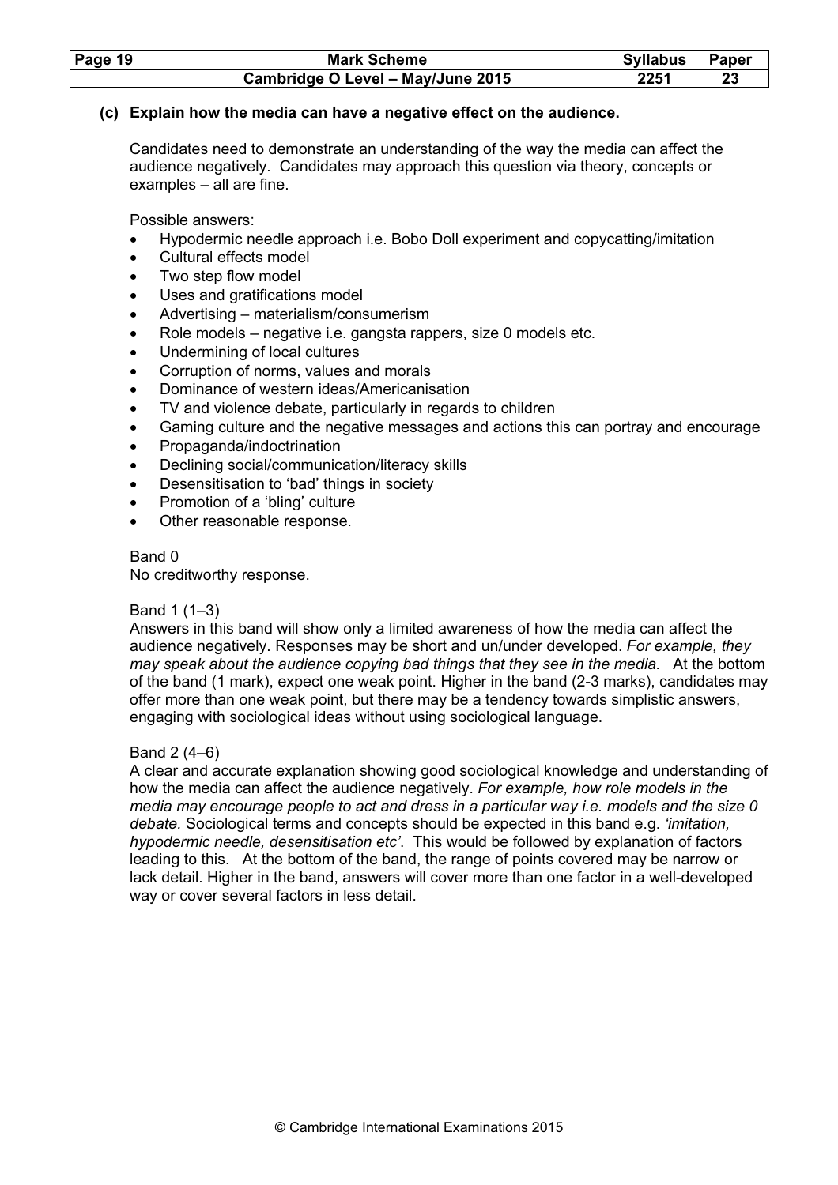**(c) Explain how the media can have a negative effect on the audience.**

Candidates need to demonstrate an understanding of the way the media can affect the audience negatively. Candidates may approach this question via theory, concepts or examples – all are fine.

Possible answers:

- Hypodermic needle approach i.e. Bobo Doll experiment and copycatting/imitation
- Cultural effects model
- Two step flow model
- Uses and gratifications model
- Advertising – materialism/consumerism
- Role models – negative i.e. gangsta rappers, size 0 models etc.
- Undermining of local cultures
- Corruption of norms, values and morals
- Dominance of western ideas/Americanisation
- TV and violence debate, particularly in regards to children
- Gaming culture and the negative messages and actions this can portray and encourage
- Propaganda/indoctrination
- Declining social/communication/literacy skills
- Desensitisation to 'bad' things in society
- Promotion of a 'bling' culture
- Other reasonable response.

Band 0
No creditworthy response.

Band 1 (1–3)
Answers in this band will show only a limited awareness of how the media can affect the audience negatively. Responses may be short and un/under developed. *For example, they may speak about the audience copying bad things that they see in the media.* At the bottom of the band (1 mark), expect one weak point. Higher in the band (2-3 marks), candidates may offer more than one weak point, but there may be a tendency towards simplistic answers, engaging with sociological ideas without using sociological language.

Band 2 (4–6)
A clear and accurate explanation showing good sociological knowledge and understanding of how the media can affect the audience negatively. *For example, how role models in the media may encourage people to act and dress in a particular way i.e. models and the size 0 debate.* Sociological terms and concepts should be expected in this band e.g. *'imitation, hypodermic needle, desensitisation etc'*. This would be followed by explanation of factors leading to this. At the bottom of the band, the range of points covered may be narrow or lack detail. Higher in the band, answers will cover more than one factor in a well-developed way or cover several factors in less detail.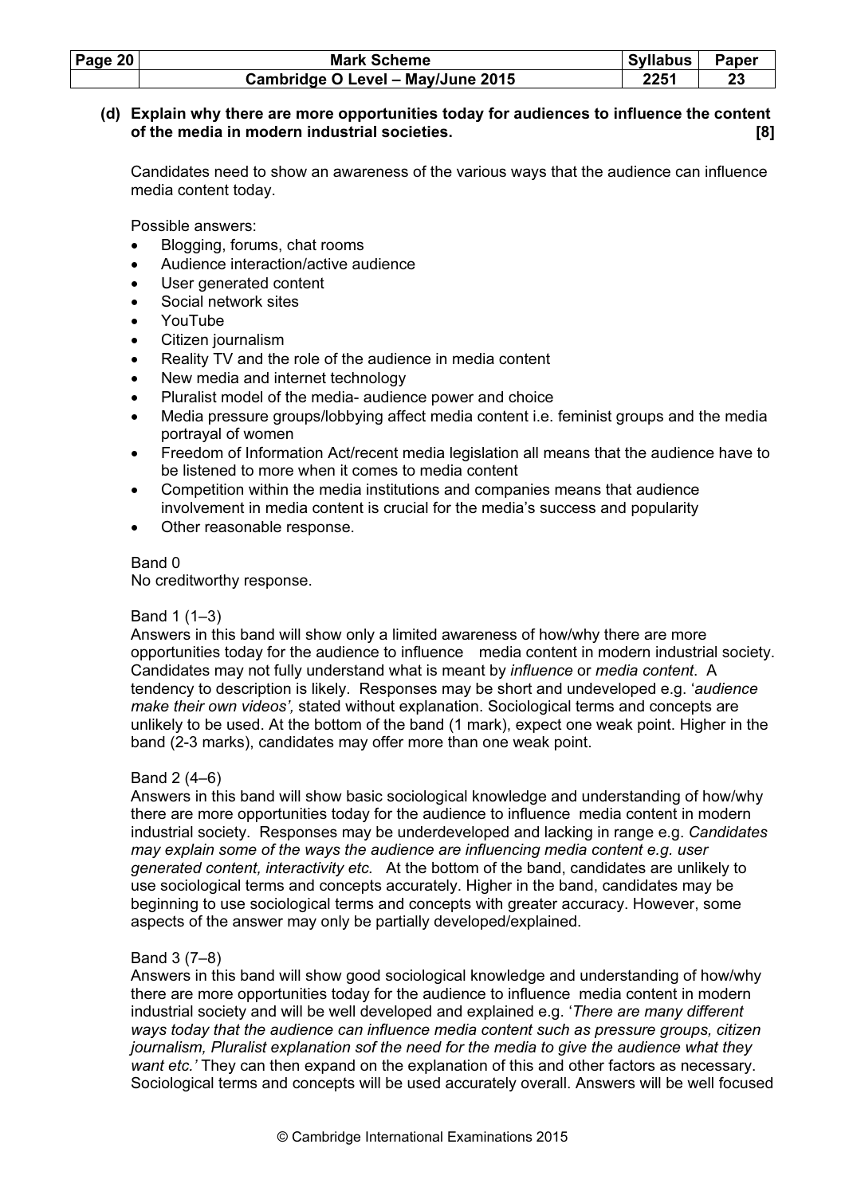**(d) Explain why there are more opportunities today for audiences to influence the content of the media in modern industrial societies. [8]**

Candidates need to show an awareness of the various ways that the audience can influence media content today.

Possible answers:

- Blogging, forums, chat rooms
- Audience interaction/active audience
- User generated content
- Social network sites
- YouTube
- Citizen journalism
- Reality TV and the role of the audience in media content
- New media and internet technology
- Pluralist model of the media- audience power and choice
- Media pressure groups/lobbying affect media content i.e. feminist groups and the media portrayal of women
- Freedom of Information Act/recent media legislation all means that the audience have to be listened to more when it comes to media content
- Competition within the media institutions and companies means that audience involvement in media content is crucial for the media's success and popularity
- Other reasonable response.

Band 0
No creditworthy response.

Band 1 (1–3)
Answers in this band will show only a limited awareness of how/why there are more opportunities today for the audience to influence media content in modern industrial society. Candidates may not fully understand what is meant by *influence* or *media content*. A tendency to description is likely. Responses may be short and undeveloped e.g. '*audience make their own videos',* stated without explanation. Sociological terms and concepts are unlikely to be used. At the bottom of the band (1 mark), expect one weak point. Higher in the band (2-3 marks), candidates may offer more than one weak point.

Band 2 (4–6)
Answers in this band will show basic sociological knowledge and understanding of how/why there are more opportunities today for the audience to influence media content in modern industrial society. Responses may be underdeveloped and lacking in range e.g. *Candidates may explain some of the ways the audience are influencing media content e.g. user generated content, interactivity etc.* At the bottom of the band, candidates are unlikely to use sociological terms and concepts accurately. Higher in the band, candidates may be beginning to use sociological terms and concepts with greater accuracy. However, some aspects of the answer may only be partially developed/explained.

Band 3 (7–8)
Answers in this band will show good sociological knowledge and understanding of how/why there are more opportunities today for the audience to influence media content in modern industrial society and will be well developed and explained e.g. '*There are many different ways today that the audience can influence media content such as pressure groups, citizen journalism, Pluralist explanation sof the need for the media to give the audience what they want etc.'* They can then expand on the explanation of this and other factors as necessary. Sociological terms and concepts will be used accurately overall. Answers will be well focused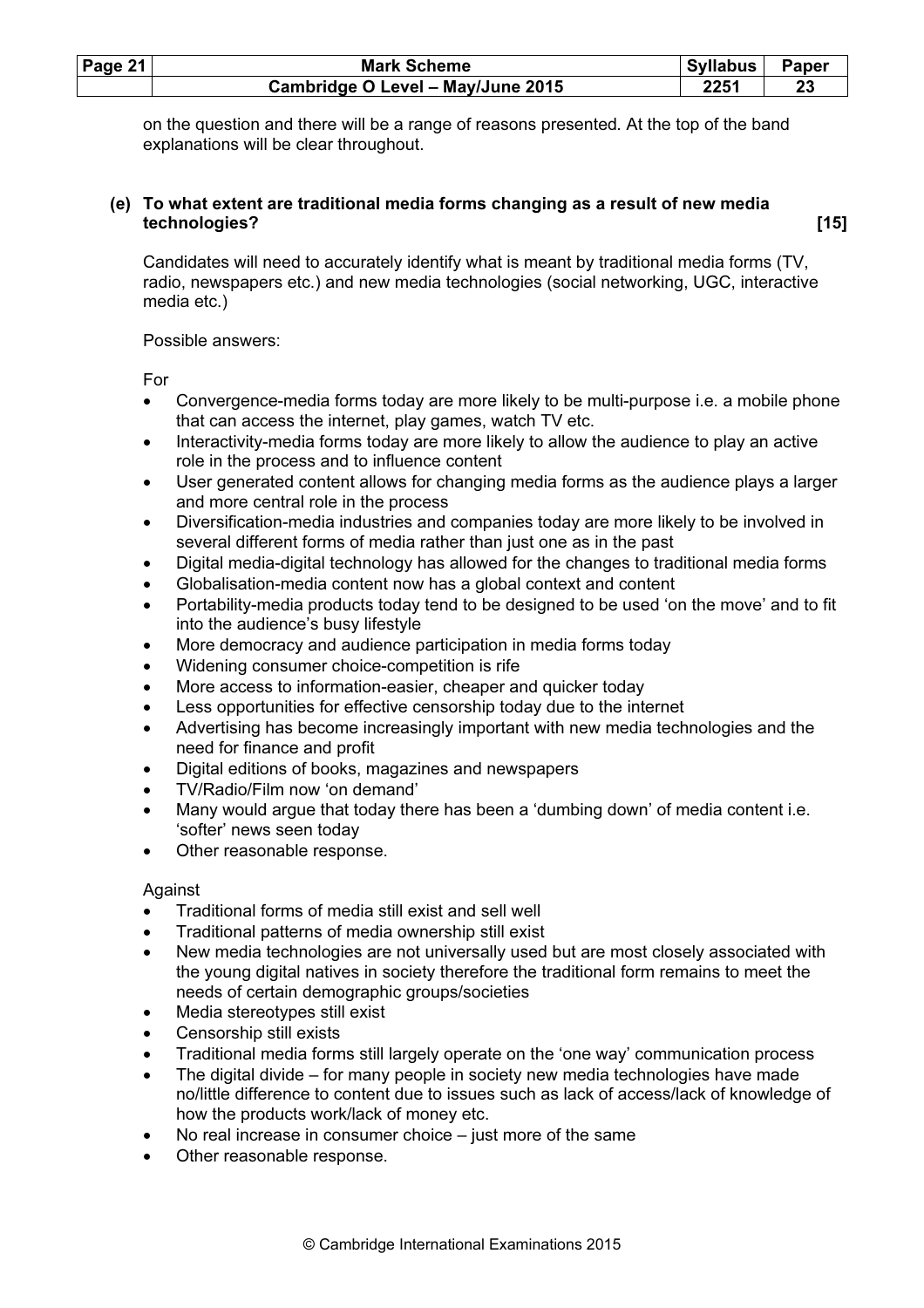on the question and there will be a range of reasons presented. At the top of the band explanations will be clear throughout.

**(e) To what extent are traditional media forms changing as a result of new media technologies? [15]**

Candidates will need to accurately identify what is meant by traditional media forms (TV, radio, newspapers etc.) and new media technologies (social networking, UGC, interactive media etc.)

Possible answers:

For

- Convergence-media forms today are more likely to be multi-purpose i.e. a mobile phone that can access the internet, play games, watch TV etc.
- Interactivity-media forms today are more likely to allow the audience to play an active role in the process and to influence content
- User generated content allows for changing media forms as the audience plays a larger and more central role in the process
- Diversification-media industries and companies today are more likely to be involved in several different forms of media rather than just one as in the past
- Digital media-digital technology has allowed for the changes to traditional media forms
- Globalisation-media content now has a global context and content
- Portability-media products today tend to be designed to be used 'on the move' and to fit into the audience's busy lifestyle
- More democracy and audience participation in media forms today
- Widening consumer choice-competition is rife
- More access to information-easier, cheaper and quicker today
- Less opportunities for effective censorship today due to the internet
- Advertising has become increasingly important with new media technologies and the need for finance and profit
- Digital editions of books, magazines and newspapers
- TV/Radio/Film now 'on demand'
- Many would argue that today there has been a 'dumbing down' of media content i.e. 'softer' news seen today
- Other reasonable response.

Against

- Traditional forms of media still exist and sell well
- Traditional patterns of media ownership still exist
- New media technologies are not universally used but are most closely associated with the young digital natives in society therefore the traditional form remains to meet the needs of certain demographic groups/societies
- Media stereotypes still exist
- Censorship still exists
- Traditional media forms still largely operate on the 'one way' communication process
- The digital divide – for many people in society new media technologies have made no/little difference to content due to issues such as lack of access/lack of knowledge of how the products work/lack of money etc.
- No real increase in consumer choice – just more of the same
- Other reasonable response.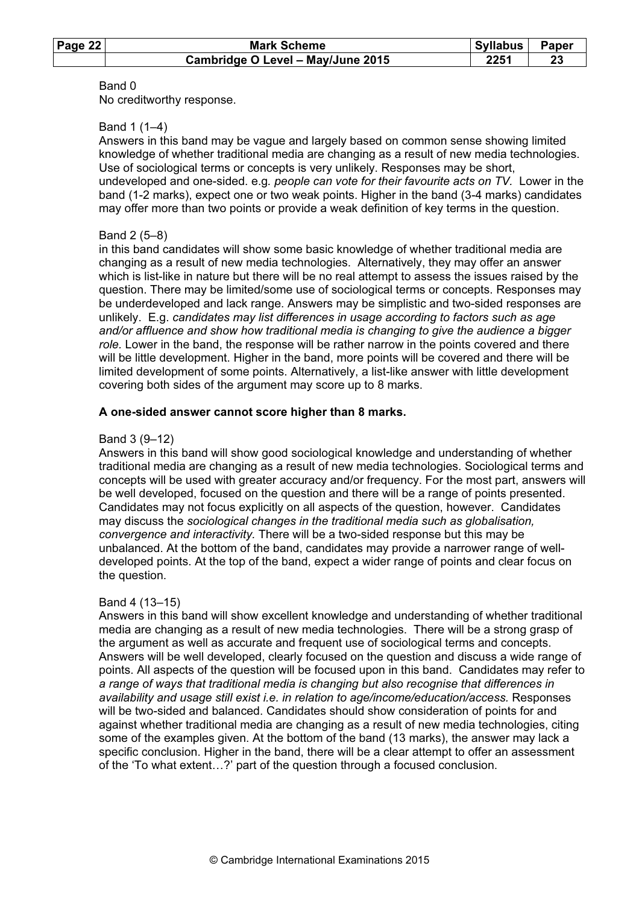Band 0
No creditworthy response.

Band 1 (1–4)
Answers in this band may be vague and largely based on common sense showing limited knowledge of whether traditional media are changing as a result of new media technologies. Use of sociological terms or concepts is very unlikely. Responses may be short, undeveloped and one-sided. e.g*. people can vote for their favourite acts on TV.* Lower in the band (1-2 marks), expect one or two weak points. Higher in the band (3-4 marks) candidates may offer more than two points or provide a weak definition of key terms in the question.

Band 2 (5–8)
in this band candidates will show some basic knowledge of whether traditional media are changing as a result of new media technologies. Alternatively, they may offer an answer which is list-like in nature but there will be no real attempt to assess the issues raised by the question. There may be limited/some use of sociological terms or concepts. Responses may be underdeveloped and lack range. Answers may be simplistic and two-sided responses are unlikely. E.g. *candidates may list differences in usage according to factors such as age and/or affluence and show how traditional media is changing to give the audience a bigger role.* Lower in the band, the response will be rather narrow in the points covered and there will be little development. Higher in the band, more points will be covered and there will be limited development of some points. Alternatively, a list-like answer with little development covering both sides of the argument may score up to 8 marks.

**A one-sided answer cannot score higher than 8 marks.**

Band 3 (9–12)
Answers in this band will show good sociological knowledge and understanding of whether traditional media are changing as a result of new media technologies. Sociological terms and concepts will be used with greater accuracy and/or frequency. For the most part, answers will be well developed, focused on the question and there will be a range of points presented. Candidates may not focus explicitly on all aspects of the question, however. Candidates may discuss the *sociological changes in the traditional media such as globalisation, convergence and interactivity.* There will be a two-sided response but this may be unbalanced. At the bottom of the band, candidates may provide a narrower range of well-developed points. At the top of the band, expect a wider range of points and clear focus on the question.

Band 4 (13–15)
Answers in this band will show excellent knowledge and understanding of whether traditional media are changing as a result of new media technologies. There will be a strong grasp of the argument as well as accurate and frequent use of sociological terms and concepts. Answers will be well developed, clearly focused on the question and discuss a wide range of points. All aspects of the question will be focused upon in this band. Candidates may refer to *a range of ways that traditional media is changing but also recognise that differences in availability and usage still exist i.e. in relation to age/income/education/access.* Responses will be two-sided and balanced. Candidates should show consideration of points for and against whether traditional media are changing as a result of new media technologies, citing some of the examples given. At the bottom of the band (13 marks), the answer may lack a specific conclusion. Higher in the band, there will be a clear attempt to offer an assessment of the 'To what extent…?' part of the question through a focused conclusion.